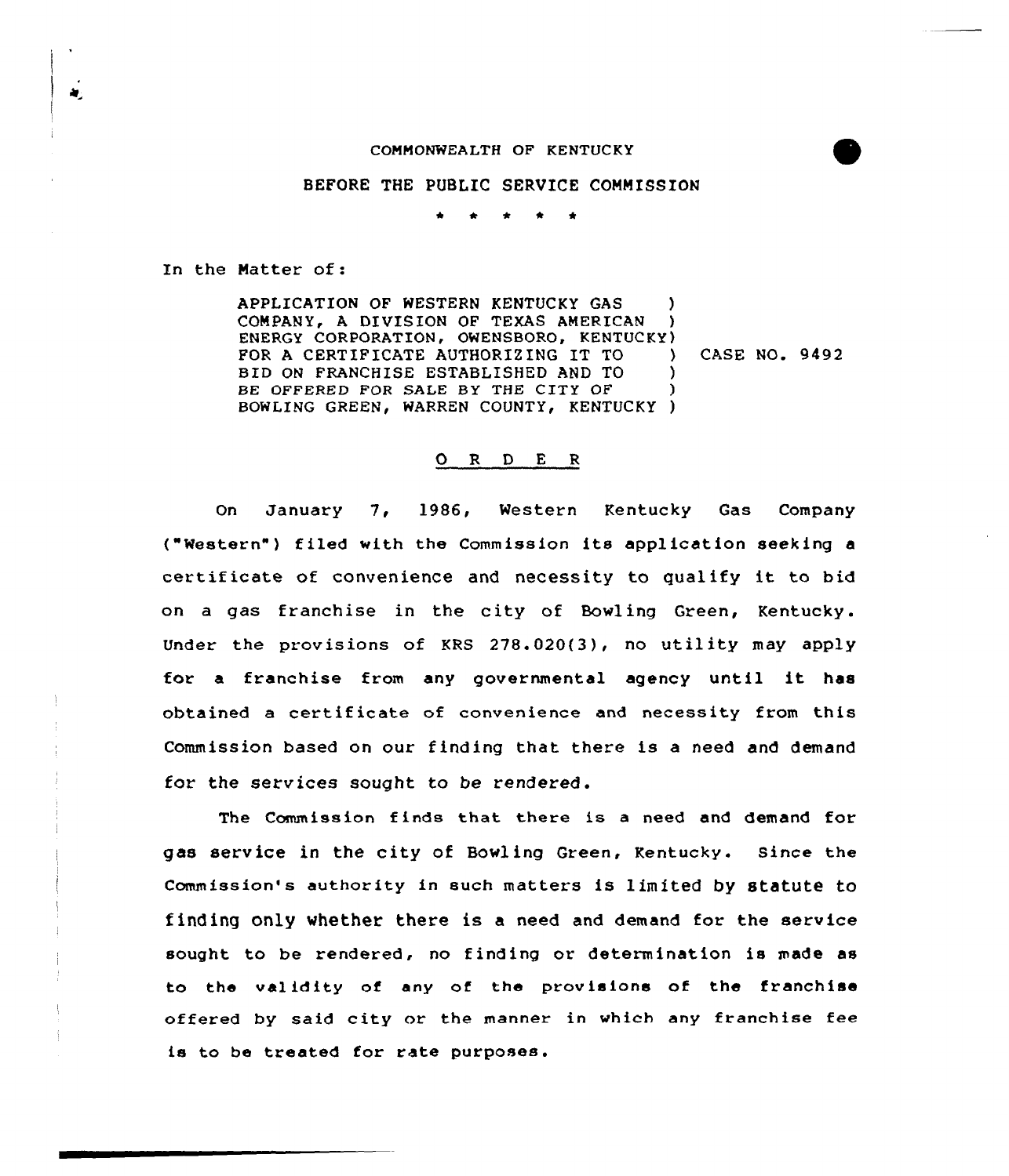COMMONWEALTH OF KENTUCKY

BEFORE THE PUBLIC SERVICE COMMISSION

\* \* \* \* \*

In the Matter of:

APPLICATION OF WESTERN KENTUCKY GAS COMPANY, A DIVISION OF TEXAS AMERICAN ENERGY CORPORATION, OWENSBORO, KENTUCKY FOR A CERTIFICATE AUTHORIZING IT TO BID ON FRANCHISE ESTABLISHED AND TO BE OFFERED FOR SALE BY THE CITY OF BOWLING GREEN, WARREN COUNTY, KENTUCKY ) CASE NO. 9492

O R D E R

On January 7, 1986, Western Kentucky Gas Company ("Western") filed with the Commission its application seeking a certificate of convenience and necessity to qualify it to bid on a gas franchise in the city of Bowling Green, Kentucky. Under the provisions of KRS 278.020(3), no utility may apply for a franchise from any governmental agency until it has obtained a certificate of convenience and necessity from this Commission based on our finding that there is a need and demand for the services sought to be rendered.

The Commission finds that there is a need and demand for gas service in the city of Bowling Green, Kentucky. Since the Commission's authority in such matters is limited by statute to finding only whether there is a need and demand for the service sought to be rendered, no finding or determination is made as to the validity of any of the provisions of the franchise offered by said city or the manner in which any franchise fee is to be treated for rate purposes.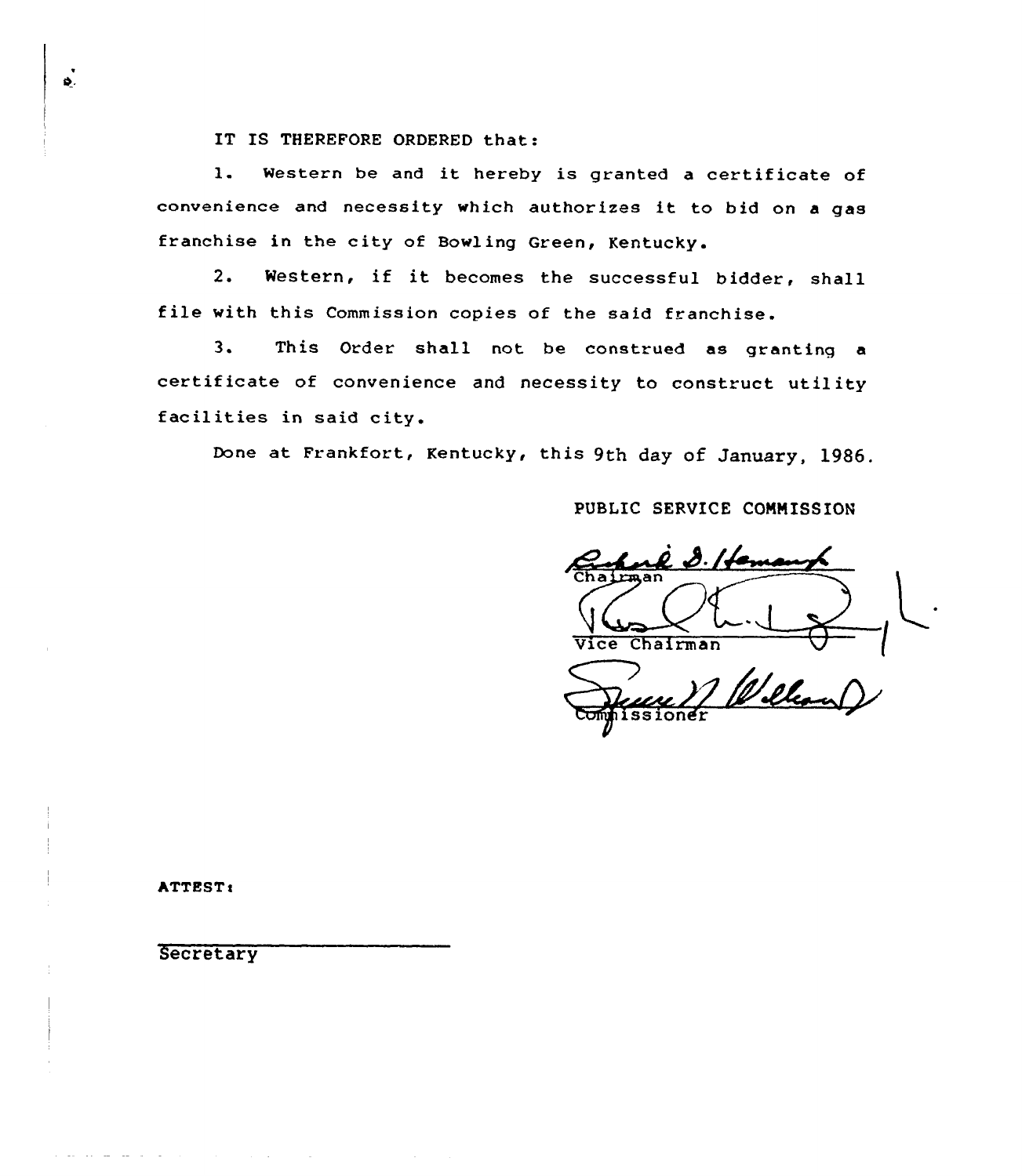IT IS THEREFORE ORDERED that:

1. Western be and it hereby is granted a certificate of convenience and necessity which authorizes it to bid on a gas franchise in the city of Bowling Green, Kentucky.

2. Western, if it becomes the successful bidder, shall file with this Commission copies of the said franchise.

3. This Order shall not be construed as granting a certificate of convenience and necessity to construct utility facilities in said city.

Done at Frankfort, Kentucky, this 9th day of January, 1986.

PUBLIC SERVICE COMMISSION

Chairman

Vice Chairman

Commissioner

ATTEST:

Secretary